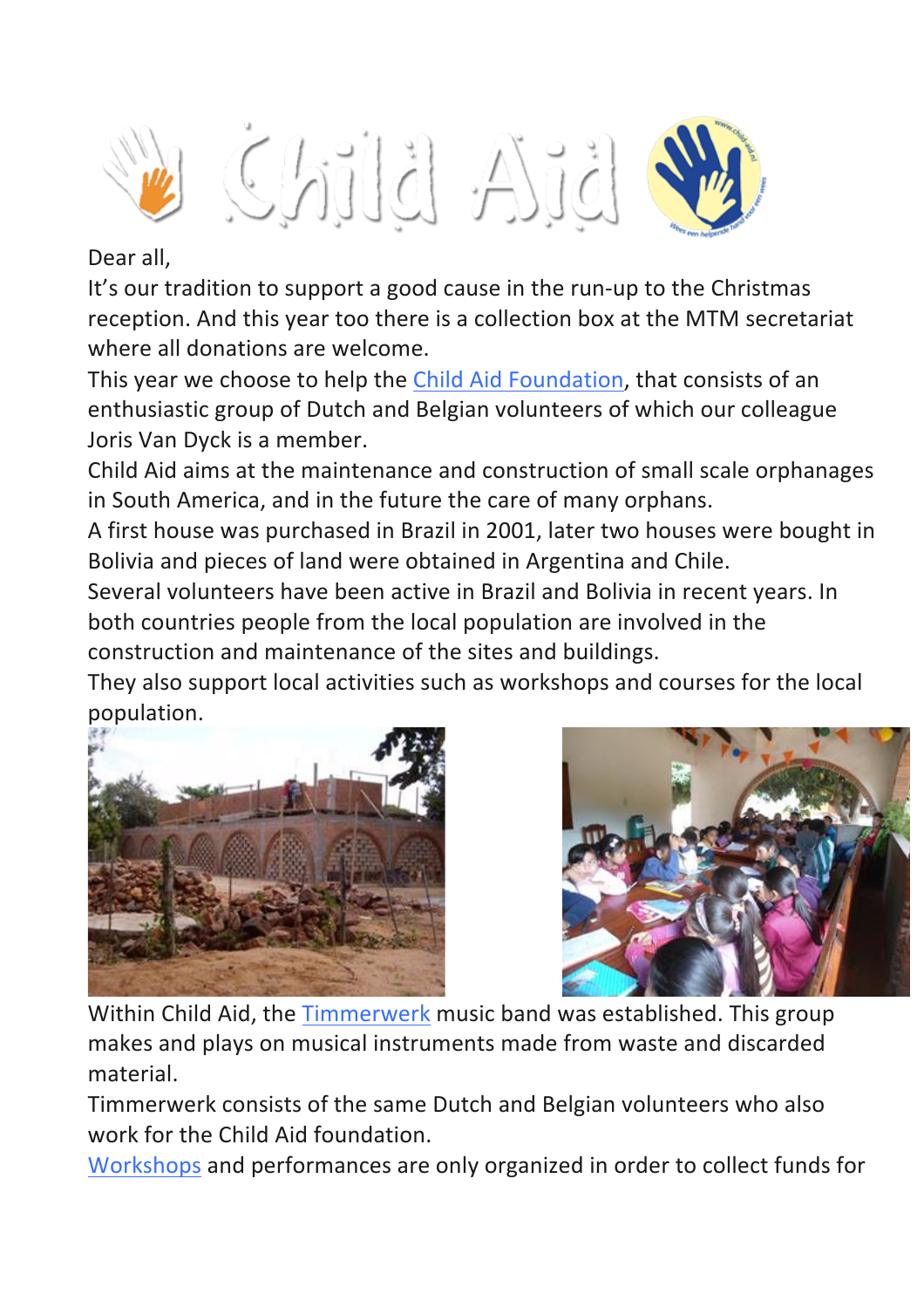# Child Aid

Dear all,

It's our tradition to support a good cause in the run-up to the Christmas reception. And this year too there is a collection box at the MTM secretariat where all donations are welcome.

This year we choose to help the Child Aid Foundation, that consists of an enthusiastic group of Dutch and Belgian volunteers of which our colleague Joris Van Dyck is a member.

Child Aid aims at the maintenance and construction of small scale orphanages in South America, and in the future the care of many orphans.

A first house was purchased in Brazil in 2001, later two houses were bought in Bolivia and pieces of land were obtained in Argentina and Chile.

Several volunteers have been active in Brazil and Bolivia in recent years. In both countries people from the local population are involved in the construction and maintenance of the sites and buildings.

They also support local activities such as workshops and courses for the local population.

Within Child Aid, the Timmerwerk music band was established. This group makes and plays on musical instruments made from waste and discarded material.

Timmerwerk consists of the same Dutch and Belgian volunteers who also work for the Child Aid foundation.

Workshops and performances are only organized in order to collect funds for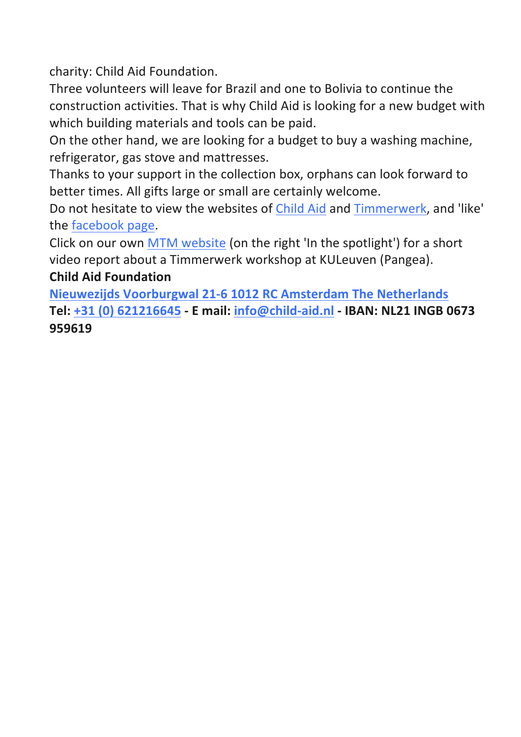charity: Child Aid Foundation.

Three volunteers will leave for Brazil and one to Bolivia to continue the construction activities. That is why Child Aid is looking for a new budget with which building materials and tools can be paid.

On the other hand, we are looking for a budget to buy a washing machine, refrigerator, gas stove and mattresses.

Thanks to your support in the collection box, orphans can look forward to better times. All gifts large or small are certainly welcome.

Do not hesitate to view the websites of Child Aid and Timmerwerk, and 'like' the facebook page.

Click on our own MTM website (on the right 'In the spotlight') for a short video report about a Timmerwerk workshop at KULeuven (Pangea).

**Child Aid Foundation**

**Nieuwezijds Voorburgwal 21-6 1012 RC Amsterdam The Netherlands**

**Tel: +31 (0) 621216645 - E mail: info@child-aid.nl - IBAN: NL21 INGB 0673 959619**